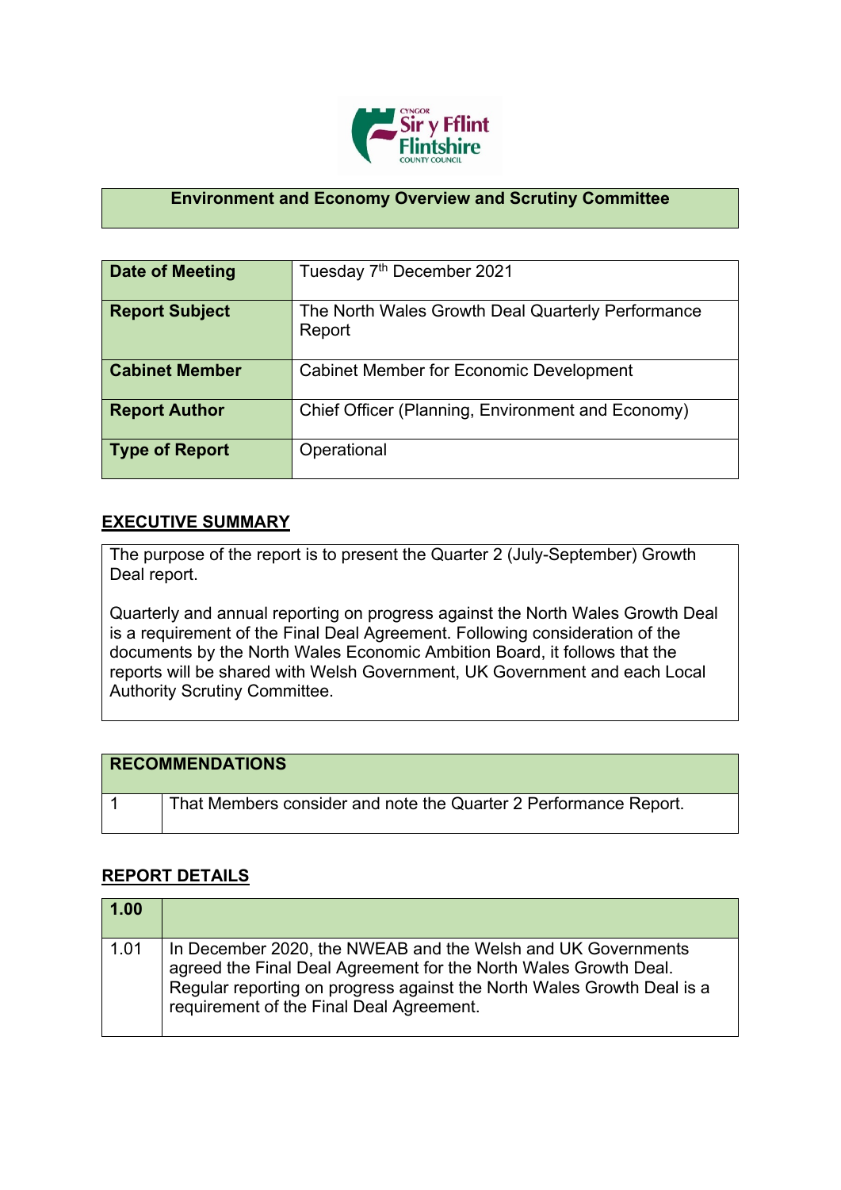# Environment and Economy Overview and Scrutiny Committee

| | |
|---|---|
| **Date of Meeting** | Tuesday 7th December 2021 |
| **Report Subject** | The North Wales Growth Deal Quarterly Performance Report |
| **Cabinet Member** | Cabinet Member for Economic Development |
| **Report Author** | Chief Officer (Planning, Environment and Economy) |
| **Type of Report** | Operational |

## EXECUTIVE SUMMARY

The purpose of the report is to present the Quarter 2 (July-September) Growth Deal report.

Quarterly and annual reporting on progress against the North Wales Growth Deal is a requirement of the Final Deal Agreement. Following consideration of the documents by the North Wales Economic Ambition Board, it follows that the reports will be shared with Welsh Government, UK Government and each Local Authority Scrutiny Committee.

| RECOMMENDATIONS | |
|---|---|
| 1 | That Members consider and note the Quarter 2 Performance Report. |

## REPORT DETAILS

| 1.00 | |
|---|---|
| 1.01 | In December 2020, the NWEAB and the Welsh and UK Governments agreed the Final Deal Agreement for the North Wales Growth Deal. Regular reporting on progress against the North Wales Growth Deal is a requirement of the Final Deal Agreement. |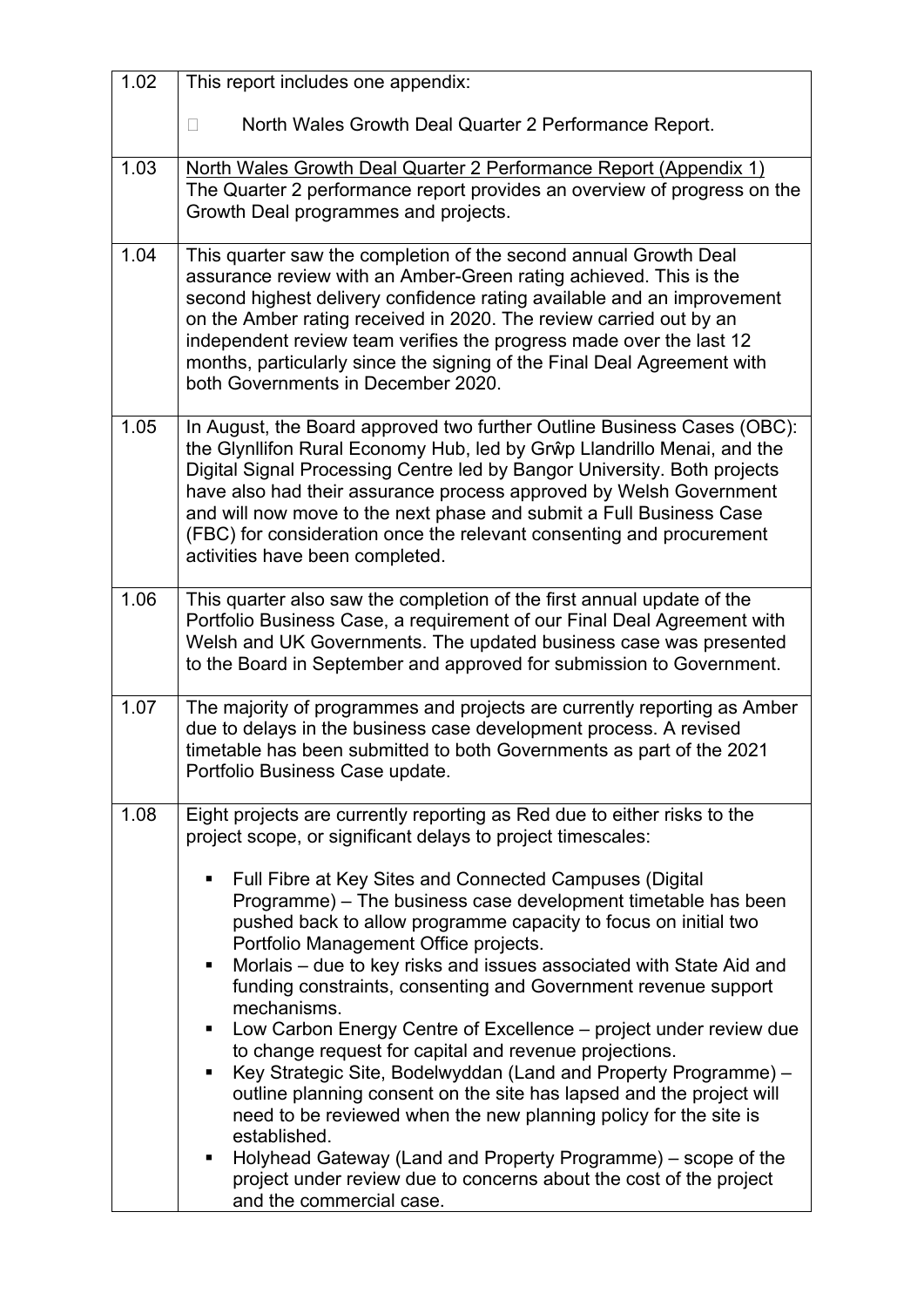| | |
|---|---|
| 1.02 | This report includes one appendix:<br><br>- North Wales Growth Deal Quarter 2 Performance Report. |
| 1.03 | North Wales Growth Deal Quarter 2 Performance Report (Appendix 1)<br>The Quarter 2 performance report provides an overview of progress on the Growth Deal programmes and projects. |
| 1.04 | This quarter saw the completion of the second annual Growth Deal assurance review with an Amber-Green rating achieved. This is the second highest delivery confidence rating available and an improvement on the Amber rating received in 2020. The review carried out by an independent review team verifies the progress made over the last 12 months, particularly since the signing of the Final Deal Agreement with both Governments in December 2020. |
| 1.05 | In August, the Board approved two further Outline Business Cases (OBC): the Glynllifon Rural Economy Hub, led by Grŵp Llandrillo Menai, and the Digital Signal Processing Centre led by Bangor University. Both projects have also had their assurance process approved by Welsh Government and will now move to the next phase and submit a Full Business Case (FBC) for consideration once the relevant consenting and procurement activities have been completed. |
| 1.06 | This quarter also saw the completion of the first annual update of the Portfolio Business Case, a requirement of our Final Deal Agreement with Welsh and UK Governments. The updated business case was presented to the Board in September and approved for submission to Government. |
| 1.07 | The majority of programmes and projects are currently reporting as Amber due to delays in the business case development process. A revised timetable has been submitted to both Governments as part of the 2021 Portfolio Business Case update. |
| 1.08 | Eight projects are currently reporting as Red due to either risks to the project scope, or significant delays to project timescales:<br><br>- Full Fibre at Key Sites and Connected Campuses (Digital Programme) – The business case development timetable has been pushed back to allow programme capacity to focus on initial two Portfolio Management Office projects.<br>- Morlais – due to key risks and issues associated with State Aid and funding constraints, consenting and Government revenue support mechanisms.<br>- Low Carbon Energy Centre of Excellence – project under review due to change request for capital and revenue projections.<br>- Key Strategic Site, Bodelwyddan (Land and Property Programme) – outline planning consent on the site has lapsed and the project will need to be reviewed when the new planning policy for the site is established.<br>- Holyhead Gateway (Land and Property Programme) – scope of the project under review due to concerns about the cost of the project and the commercial case. |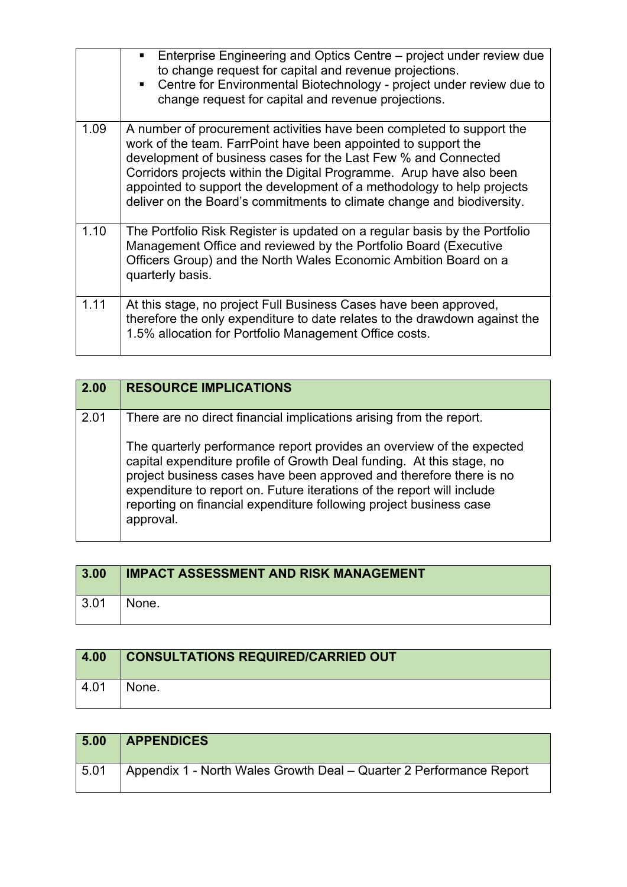| | |
|---|---|
| | ▪ Enterprise Engineering and Optics Centre – project under review due to change request for capital and revenue projections.<br>▪ Centre for Environmental Biotechnology - project under review due to change request for capital and revenue projections. |
| 1.09 | A number of procurement activities have been completed to support the work of the team. FarrPoint have been appointed to support the development of business cases for the Last Few % and Connected Corridors projects within the Digital Programme. Arup have also been appointed to support the development of a methodology to help projects deliver on the Board's commitments to climate change and biodiversity. |
| 1.10 | The Portfolio Risk Register is updated on a regular basis by the Portfolio Management Office and reviewed by the Portfolio Board (Executive Officers Group) and the North Wales Economic Ambition Board on a quarterly basis. |
| 1.11 | At this stage, no project Full Business Cases have been approved, therefore the only expenditure to date relates to the drawdown against the 1.5% allocation for Portfolio Management Office costs. |

| **2.00** | **RESOURCE IMPLICATIONS** |
|---|---|
| 2.01 | There are no direct financial implications arising from the report.<br><br>The quarterly performance report provides an overview of the expected capital expenditure profile of Growth Deal funding. At this stage, no project business cases have been approved and therefore there is no expenditure to report on. Future iterations of the report will include reporting on financial expenditure following project business case approval. |

| **3.00** | **IMPACT ASSESSMENT AND RISK MANAGEMENT** |
|---|---|
| 3.01 | None. |

| **4.00** | **CONSULTATIONS REQUIRED/CARRIED OUT** |
|---|---|
| 4.01 | None. |

| **5.00** | **APPENDICES** |
|---|---|
| 5.01 | Appendix 1 - North Wales Growth Deal – Quarter 2 Performance Report |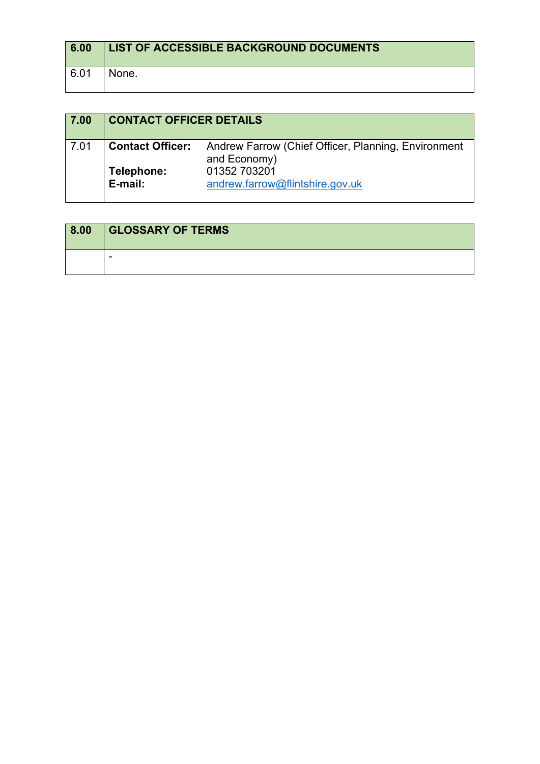| 6.00 | LIST OF ACCESSIBLE BACKGROUND DOCUMENTS |
|---|---|
| 6.01 | None. |

| 7.00 | CONTACT OFFICER DETAILS | |
|---|---|---|
| 7.01 | **Contact Officer:** | Andrew Farrow (Chief Officer, Planning, Environment and Economy) |
| | **Telephone:** | 01352 703201 |
| | **E-mail:** | andrew.farrow@flintshire.gov.uk |

| 8.00 | GLOSSARY OF TERMS |
|---|---|
| | - |